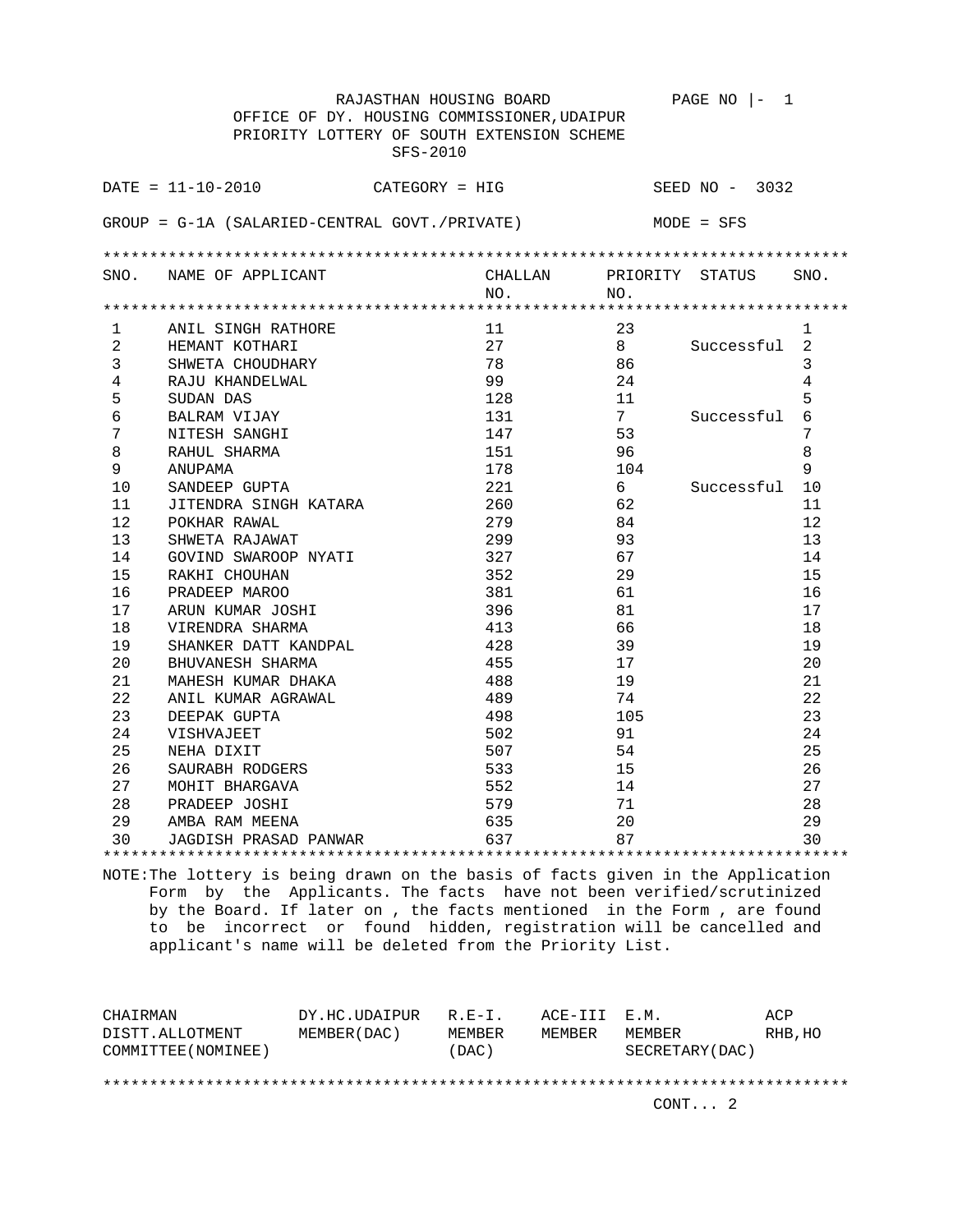RAJASTHAN HOUSING BOARD

OFFICE OF DY. HOUSING COMMISSIONER,UDAIPUR

PRIORITY LOTTERY OF SOUTH EXTENSION SCHEME

SFS-2010

DATE = 11-10-2010 CATEGORY = HIG SEED NO - 3032

GROUP = G-1A (SALARIED-CENTRAL GOVT./PRIVATE) MODE = SFS

| SNO. | NAME OF APPLICANT | CHALLAN NO. | PRIORITY NO. | STATUS | SNO. |
|---|---|---|---|---|---|
| 1 | ANIL SINGH RATHORE | 11 | 23 | | 1 |
| 2 | HEMANT KOTHARI | 27 | 8 | Successful | 2 |
| 3 | SHWETA CHOUDHARY | 78 | 86 | | 3 |
| 4 | RAJU KHANDELWAL | 99 | 24 | | 4 |
| 5 | SUDAN DAS | 128 | 11 | | 5 |
| 6 | BALRAM VIJAY | 131 | 7 | Successful | 6 |
| 7 | NITESH SANGHI | 147 | 53 | | 7 |
| 8 | RAHUL SHARMA | 151 | 96 | | 8 |
| 9 | ANUPAMA | 178 | 104 | | 9 |
| 10 | SANDEEP GUPTA | 221 | 6 | Successful | 10 |
| 11 | JITENDRA SINGH KATARA | 260 | 62 | | 11 |
| 12 | POKHAR RAWAL | 279 | 84 | | 12 |
| 13 | SHWETA RAJAWAT | 299 | 93 | | 13 |
| 14 | GOVIND SWAROOP NYATI | 327 | 67 | | 14 |
| 15 | RAKHI CHOUHAN | 352 | 29 | | 15 |
| 16 | PRADEEP MAROO | 381 | 61 | | 16 |
| 17 | ARUN KUMAR JOSHI | 396 | 81 | | 17 |
| 18 | VIRENDRA SHARMA | 413 | 66 | | 18 |
| 19 | SHANKER DATT KANDPAL | 428 | 39 | | 19 |
| 20 | BHUVANESH SHARMA | 455 | 17 | | 20 |
| 21 | MAHESH KUMAR DHAKA | 488 | 19 | | 21 |
| 22 | ANIL KUMAR AGRAWAL | 489 | 74 | | 22 |
| 23 | DEEPAK GUPTA | 498 | 105 | | 23 |
| 24 | VISHVAJEET | 502 | 91 | | 24 |
| 25 | NEHA DIXIT | 507 | 54 | | 25 |
| 26 | SAURABH RODGERS | 533 | 15 | | 26 |
| 27 | MOHIT BHARGAVA | 552 | 14 | | 27 |
| 28 | PRADEEP JOSHI | 579 | 71 | | 28 |
| 29 | AMBA RAM MEENA | 635 | 20 | | 29 |
| 30 | JAGDISH PRASAD PANWAR | 637 | 87 | | 30 |

NOTE:The lottery is being drawn on the basis of facts given in the Application Form by the Applicants. The facts have not been verified/scrutinized by the Board. If later on , the facts mentioned in the Form , are found to be incorrect or found hidden, registration will be cancelled and applicant's name will be deleted from the Priority List.

| CHAIRMAN DISTT.ALLOTMENT COMMITTEE(NOMINEE) | DY.HC.UDAIPUR MEMBER(DAC) | R.E-I. MEMBER (DAC) | ACE-III MEMBER | E.M. MEMBER SECRETARY(DAC) | ACP RHB,HO |
|---|---|---|---|---|---|

CONT... 2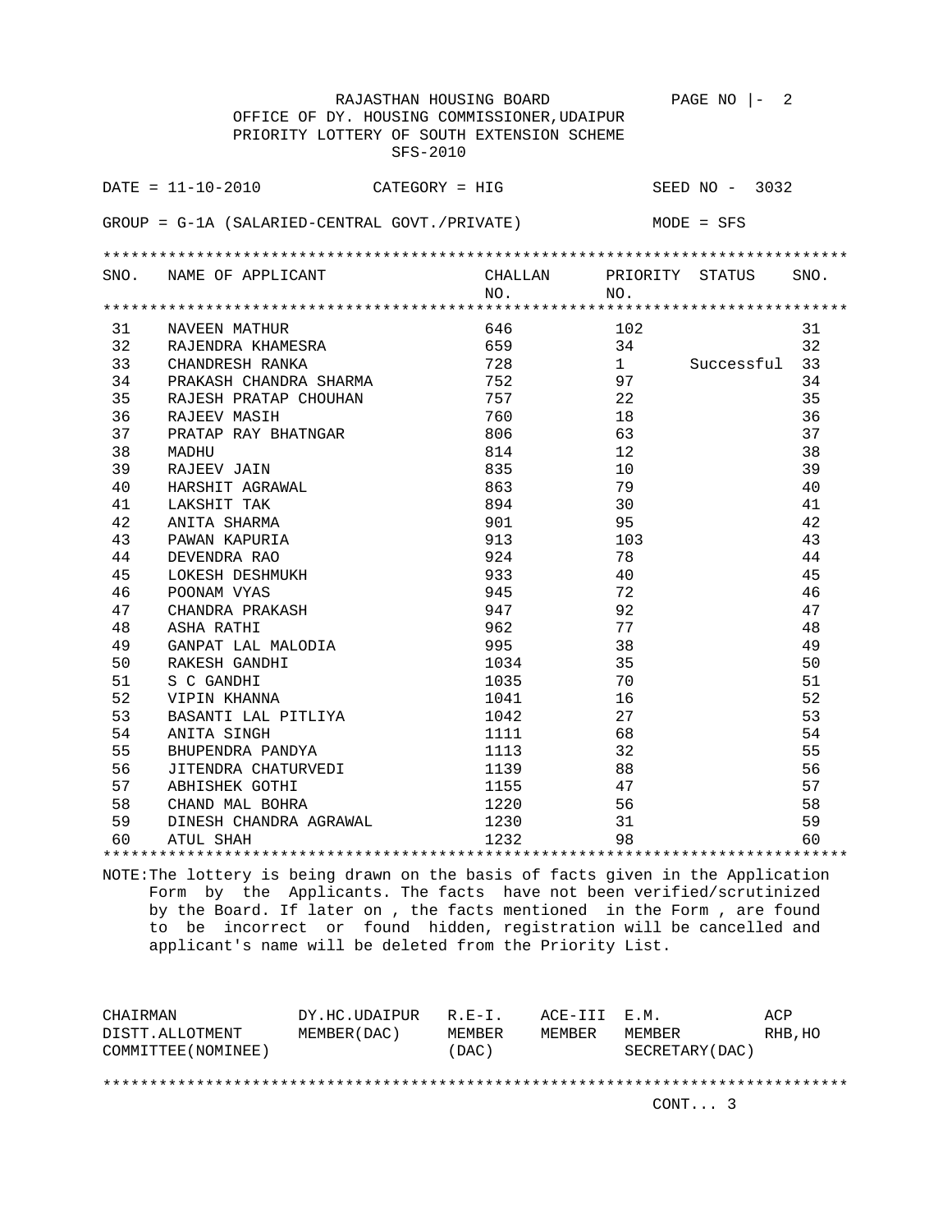RAJASTHAN HOUSING BOARD

OFFICE OF DY. HOUSING COMMISSIONER,UDAIPUR

PRIORITY LOTTERY OF SOUTH EXTENSION SCHEME

SFS-2010

DATE = 11-10-2010 CATEGORY = HIG SEED NO - 3032

GROUP = G-1A (SALARIED-CENTRAL GOVT./PRIVATE) MODE = SFS

| SNO. | NAME OF APPLICANT | CHALLAN NO. | PRIORITY NO. | STATUS | SNO. |
|---|---|---|---|---|---|
| 31 | NAVEEN MATHUR | 646 | 102 | | 31 |
| 32 | RAJENDRA KHAMESRA | 659 | 34 | | 32 |
| 33 | CHANDRESH RANKA | 728 | 1 | Successful | 33 |
| 34 | PRAKASH CHANDRA SHARMA | 752 | 97 | | 34 |
| 35 | RAJESH PRATAP CHOUHAN | 757 | 22 | | 35 |
| 36 | RAJEEV MASIH | 760 | 18 | | 36 |
| 37 | PRATAP RAY BHATNGAR | 806 | 63 | | 37 |
| 38 | MADHU | 814 | 12 | | 38 |
| 39 | RAJEEV JAIN | 835 | 10 | | 39 |
| 40 | HARSHIT AGRAWAL | 863 | 79 | | 40 |
| 41 | LAKSHIT TAK | 894 | 30 | | 41 |
| 42 | ANITA SHARMA | 901 | 95 | | 42 |
| 43 | PAWAN KAPURIA | 913 | 103 | | 43 |
| 44 | DEVENDRA RAO | 924 | 78 | | 44 |
| 45 | LOKESH DESHMUKH | 933 | 40 | | 45 |
| 46 | POONAM VYAS | 945 | 72 | | 46 |
| 47 | CHANDRA PRAKASH | 947 | 92 | | 47 |
| 48 | ASHA RATHI | 962 | 77 | | 48 |
| 49 | GANPAT LAL MALODIA | 995 | 38 | | 49 |
| 50 | RAKESH GANDHI | 1034 | 35 | | 50 |
| 51 | S C GANDHI | 1035 | 70 | | 51 |
| 52 | VIPIN KHANNA | 1041 | 16 | | 52 |
| 53 | BASANTI LAL PITLIYA | 1042 | 27 | | 53 |
| 54 | ANITA SINGH | 1111 | 68 | | 54 |
| 55 | BHUPENDRA PANDYA | 1113 | 32 | | 55 |
| 56 | JITENDRA CHATURVEDI | 1139 | 88 | | 56 |
| 57 | ABHISHEK GOTHI | 1155 | 47 | | 57 |
| 58 | CHAND MAL BOHRA | 1220 | 56 | | 58 |
| 59 | DINESH CHANDRA AGRAWAL | 1230 | 31 | | 59 |
| 60 | ATUL SHAH | 1232 | 98 | | 60 |

NOTE:The lottery is being drawn on the basis of facts given in the Application Form by the Applicants. The facts have not been verified/scrutinized by the Board. If later on , the facts mentioned in the Form , are found to be incorrect or found hidden, registration will be cancelled and applicant's name will be deleted from the Priority List.

| CHAIRMAN DISTT.ALLOTMENT COMMITTEE(NOMINEE) | DY.HC.UDAIPUR MEMBER(DAC) | R.E-I. MEMBER (DAC) | ACE-III MEMBER | E.M. MEMBER SECRETARY(DAC) | ACP RHB,HO |
|---|---|---|---|---|---|

CONT... 3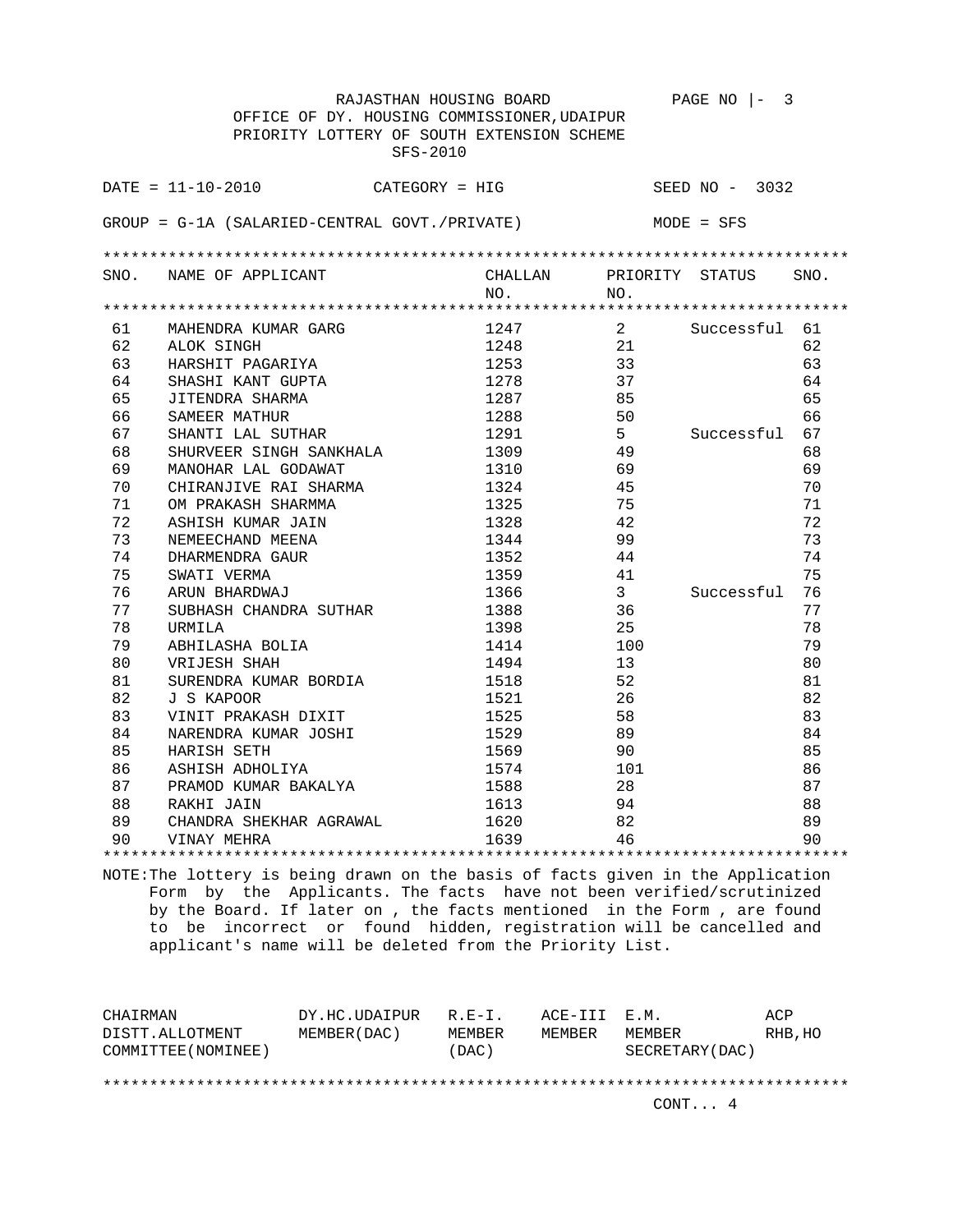RAJASTHAN HOUSING BOARD

OFFICE OF DY. HOUSING COMMISSIONER,UDAIPUR

PRIORITY LOTTERY OF SOUTH EXTENSION SCHEME

SFS-2010

DATE = 11-10-2010 CATEGORY = HIG SEED NO - 3032

GROUP = G-1A (SALARIED-CENTRAL GOVT./PRIVATE) MODE = SFS

| SNO. | NAME OF APPLICANT | CHALLAN NO. | PRIORITY NO. | STATUS | SNO. |
|---|---|---|---|---|---|
| 61 | MAHENDRA KUMAR GARG | 1247 | 2 | Successful | 61 |
| 62 | ALOK SINGH | 1248 | 21 | | 62 |
| 63 | HARSHIT PAGARIYA | 1253 | 33 | | 63 |
| 64 | SHASHI KANT GUPTA | 1278 | 37 | | 64 |
| 65 | JITENDRA SHARMA | 1287 | 85 | | 65 |
| 66 | SAMEER MATHUR | 1288 | 50 | | 66 |
| 67 | SHANTI LAL SUTHAR | 1291 | 5 | Successful | 67 |
| 68 | SHURVEER SINGH SANKHALA | 1309 | 49 | | 68 |
| 69 | MANOHAR LAL GODAWAT | 1310 | 69 | | 69 |
| 70 | CHIRANJIVE RAI SHARMA | 1324 | 45 | | 70 |
| 71 | OM PRAKASH SHARMMA | 1325 | 75 | | 71 |
| 72 | ASHISH KUMAR JAIN | 1328 | 42 | | 72 |
| 73 | NEMEECHAND MEENA | 1344 | 99 | | 73 |
| 74 | DHARMENDRA GAUR | 1352 | 44 | | 74 |
| 75 | SWATI VERMA | 1359 | 41 | | 75 |
| 76 | ARUN BHARDWAJ | 1366 | 3 | Successful | 76 |
| 77 | SUBHASH CHANDRA SUTHAR | 1388 | 36 | | 77 |
| 78 | URMILA | 1398 | 25 | | 78 |
| 79 | ABHILASHA BOLIA | 1414 | 100 | | 79 |
| 80 | VRIJESH SHAH | 1494 | 13 | | 80 |
| 81 | SURENDRA KUMAR BORDIA | 1518 | 52 | | 81 |
| 82 | J S KAPOOR | 1521 | 26 | | 82 |
| 83 | VINIT PRAKASH DIXIT | 1525 | 58 | | 83 |
| 84 | NARENDRA KUMAR JOSHI | 1529 | 89 | | 84 |
| 85 | HARISH SETH | 1569 | 90 | | 85 |
| 86 | ASHISH ADHOLIYA | 1574 | 101 | | 86 |
| 87 | PRAMOD KUMAR BAKALYA | 1588 | 28 | | 87 |
| 88 | RAKHI JAIN | 1613 | 94 | | 88 |
| 89 | CHANDRA SHEKHAR AGRAWAL | 1620 | 82 | | 89 |
| 90 | VINAY MEHRA | 1639 | 46 | | 90 |

NOTE:The lottery is being drawn on the basis of facts given in the Application Form by the Applicants. The facts have not been verified/scrutinized by the Board. If later on , the facts mentioned in the Form , are found to be incorrect or found hidden, registration will be cancelled and applicant's name will be deleted from the Priority List.

| CHAIRMAN DISTT.ALLOTMENT COMMITTEE(NOMINEE) | DY.HC.UDAIPUR MEMBER(DAC) | R.E-I. MEMBER (DAC) | ACE-III MEMBER | E.M. MEMBER SECRETARY(DAC) | ACP RHB,HO |
|---|---|---|---|---|---|

CONT... 4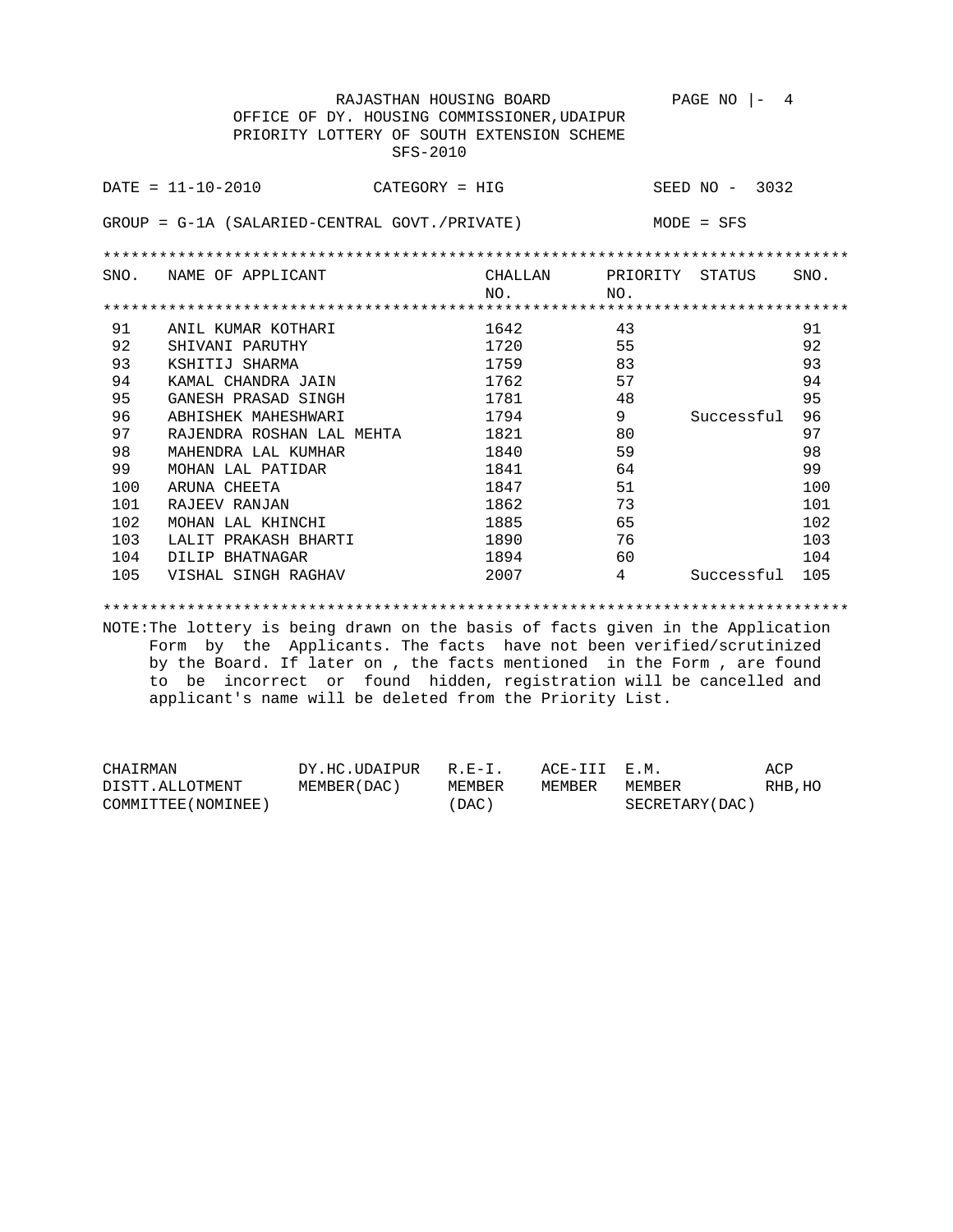RAJASTHAN HOUSING BOARD

OFFICE OF DY. HOUSING COMMISSIONER,UDAIPUR

PRIORITY LOTTERY OF SOUTH EXTENSION SCHEME

SFS-2010

DATE = 11-10-2010 CATEGORY = HIG SEED NO - 3032

GROUP = G-1A (SALARIED-CENTRAL GOVT./PRIVATE) MODE = SFS

| SNO. | NAME OF APPLICANT | CHALLAN NO. | PRIORITY NO. | STATUS | SNO. |
|---|---|---|---|---|---|
| 91 | ANIL KUMAR KOTHARI | 1642 | 43 | | 91 |
| 92 | SHIVANI PARUTHY | 1720 | 55 | | 92 |
| 93 | KSHITIJ SHARMA | 1759 | 83 | | 93 |
| 94 | KAMAL CHANDRA JAIN | 1762 | 57 | | 94 |
| 95 | GANESH PRASAD SINGH | 1781 | 48 | | 95 |
| 96 | ABHISHEK MAHESHWARI | 1794 | 9 | Successful | 96 |
| 97 | RAJENDRA ROSHAN LAL MEHTA | 1821 | 80 | | 97 |
| 98 | MAHENDRA LAL KUMHAR | 1840 | 59 | | 98 |
| 99 | MOHAN LAL PATIDAR | 1841 | 64 | | 99 |
| 100 | ARUNA CHEETA | 1847 | 51 | | 100 |
| 101 | RAJEEV RANJAN | 1862 | 73 | | 101 |
| 102 | MOHAN LAL KHINCHI | 1885 | 65 | | 102 |
| 103 | LALIT PRAKASH BHARTI | 1890 | 76 | | 103 |
| 104 | DILIP BHATNAGAR | 1894 | 60 | | 104 |
| 105 | VISHAL SINGH RAGHAV | 2007 | 4 | Successful | 105 |

NOTE:The lottery is being drawn on the basis of facts given in the Application Form by the Applicants. The facts have not been verified/scrutinized by the Board. If later on , the facts mentioned in the Form , are found to be incorrect or found hidden, registration will be cancelled and applicant's name will be deleted from the Priority List.

| CHAIRMAN DISTT.ALLOTMENT COMMITTEE(NOMINEE) | DY.HC.UDAIPUR MEMBER(DAC) | R.E-I. MEMBER (DAC) | ACE-III MEMBER | E.M. MEMBER SECRETARY(DAC) | ACP RHB,HO |
|---|---|---|---|---|---|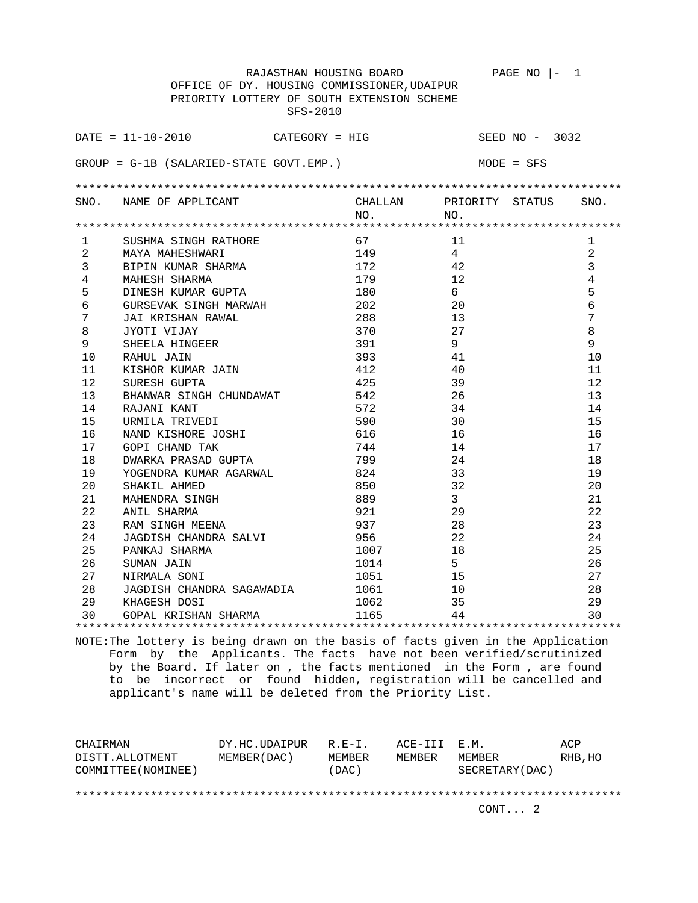RAJASTHAN HOUSING BOARD

OFFICE OF DY. HOUSING COMMISSIONER,UDAIPUR

PRIORITY LOTTERY OF SOUTH EXTENSION SCHEME

SFS-2010

DATE = 11-10-2010 CATEGORY = HIG SEED NO - 3032

GROUP = G-1B (SALARIED-STATE GOVT.EMP.) MODE = SFS

| SNO. | NAME OF APPLICANT | CHALLAN NO. | PRIORITY NO. | STATUS | SNO. |
|---|---|---|---|---|---|
| 1 | SUSHMA SINGH RATHORE | 67 | 11 | | 1 |
| 2 | MAYA MAHESHWARI | 149 | 4 | | 2 |
| 3 | BIPIN KUMAR SHARMA | 172 | 42 | | 3 |
| 4 | MAHESH SHARMA | 179 | 12 | | 4 |
| 5 | DINESH KUMAR GUPTA | 180 | 6 | | 5 |
| 6 | GURSEVAK SINGH MARWAH | 202 | 20 | | 6 |
| 7 | JAI KRISHAN RAWAL | 288 | 13 | | 7 |
| 8 | JYOTI VIJAY | 370 | 27 | | 8 |
| 9 | SHEELA HINGEER | 391 | 9 | | 9 |
| 10 | RAHUL JAIN | 393 | 41 | | 10 |
| 11 | KISHOR KUMAR JAIN | 412 | 40 | | 11 |
| 12 | SURESH GUPTA | 425 | 39 | | 12 |
| 13 | BHANWAR SINGH CHUNDAWAT | 542 | 26 | | 13 |
| 14 | RAJANI KANT | 572 | 34 | | 14 |
| 15 | URMILA TRIVEDI | 590 | 30 | | 15 |
| 16 | NAND KISHORE JOSHI | 616 | 16 | | 16 |
| 17 | GOPI CHAND TAK | 744 | 14 | | 17 |
| 18 | DWARKA PRASAD GUPTA | 799 | 24 | | 18 |
| 19 | YOGENDRA KUMAR AGARWAL | 824 | 33 | | 19 |
| 20 | SHAKIL AHMED | 850 | 32 | | 20 |
| 21 | MAHENDRA SINGH | 889 | 3 | | 21 |
| 22 | ANIL SHARMA | 921 | 29 | | 22 |
| 23 | RAM SINGH MEENA | 937 | 28 | | 23 |
| 24 | JAGDISH CHANDRA SALVI | 956 | 22 | | 24 |
| 25 | PANKAJ SHARMA | 1007 | 18 | | 25 |
| 26 | SUMAN JAIN | 1014 | 5 | | 26 |
| 27 | NIRMALA SONI | 1051 | 15 | | 27 |
| 28 | JAGDISH CHANDRA SAGAWADIA | 1061 | 10 | | 28 |
| 29 | KHAGESH DOSI | 1062 | 35 | | 29 |
| 30 | GOPAL KRISHAN SHARMA | 1165 | 44 | | 30 |

NOTE:The lottery is being drawn on the basis of facts given in the Application Form by the Applicants. The facts have not been verified/scrutinized by the Board. If later on , the facts mentioned in the Form , are found to be incorrect or found hidden, registration will be cancelled and applicant's name will be deleted from the Priority List.

| CHAIRMAN DISTT.ALLOTMENT COMMITTEE(NOMINEE) | DY.HC.UDAIPUR MEMBER(DAC) | R.E-I. MEMBER (DAC) | ACE-III MEMBER | E.M. MEMBER SECRETARY(DAC) | ACP RHB,HO |
|---|---|---|---|---|---|

CONT... 2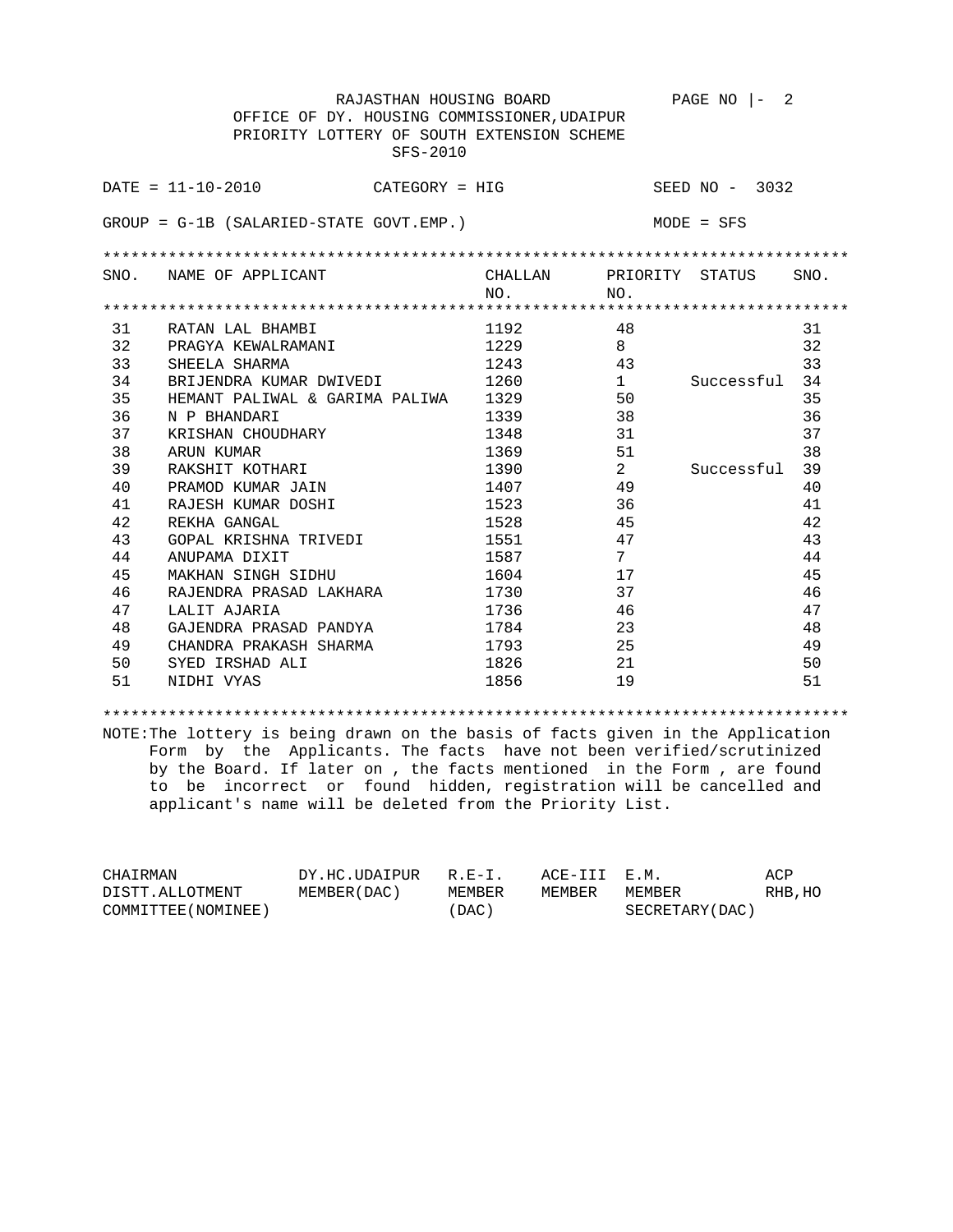RAJASTHAN HOUSING BOARD

OFFICE OF DY. HOUSING COMMISSIONER,UDAIPUR

PRIORITY LOTTERY OF SOUTH EXTENSION SCHEME

SFS-2010

DATE = 11-10-2010 CATEGORY = HIG SEED NO - 3032

GROUP = G-1B (SALARIED-STATE GOVT.EMP.) MODE = SFS

| SNO. | NAME OF APPLICANT | CHALLAN NO. | PRIORITY NO. | STATUS | SNO. |
|---|---|---|---|---|---|
| 31 | RATAN LAL BHAMBI | 1192 | 48 | | 31 |
| 32 | PRAGYA KEWALRAMANI | 1229 | 8 | | 32 |
| 33 | SHEELA SHARMA | 1243 | 43 | | 33 |
| 34 | BRIJENDRA KUMAR DWIVEDI | 1260 | 1 | Successful | 34 |
| 35 | HEMANT PALIWAL & GARIMA PALIWA | 1329 | 50 | | 35 |
| 36 | N P BHANDARI | 1339 | 38 | | 36 |
| 37 | KRISHAN CHOUDHARY | 1348 | 31 | | 37 |
| 38 | ARUN KUMAR | 1369 | 51 | | 38 |
| 39 | RAKSHIT KOTHARI | 1390 | 2 | Successful | 39 |
| 40 | PRAMOD KUMAR JAIN | 1407 | 49 | | 40 |
| 41 | RAJESH KUMAR DOSHI | 1523 | 36 | | 41 |
| 42 | REKHA GANGAL | 1528 | 45 | | 42 |
| 43 | GOPAL KRISHNA TRIVEDI | 1551 | 47 | | 43 |
| 44 | ANUPAMA DIXIT | 1587 | 7 | | 44 |
| 45 | MAKHAN SINGH SIDHU | 1604 | 17 | | 45 |
| 46 | RAJENDRA PRASAD LAKHARA | 1730 | 37 | | 46 |
| 47 | LALIT AJARIA | 1736 | 46 | | 47 |
| 48 | GAJENDRA PRASAD PANDYA | 1784 | 23 | | 48 |
| 49 | CHANDRA PRAKASH SHARMA | 1793 | 25 | | 49 |
| 50 | SYED IRSHAD ALI | 1826 | 21 | | 50 |
| 51 | NIDHI VYAS | 1856 | 19 | | 51 |

NOTE:The lottery is being drawn on the basis of facts given in the Application Form by the Applicants. The facts have not been verified/scrutinized by the Board. If later on , the facts mentioned in the Form , are found to be incorrect or found hidden, registration will be cancelled and applicant's name will be deleted from the Priority List.

| CHAIRMAN DISTT.ALLOTMENT COMMITTEE(NOMINEE) | DY.HC.UDAIPUR MEMBER(DAC) | R.E-I. MEMBER (DAC) | ACE-III MEMBER | E.M. MEMBER SECRETARY(DAC) | ACP RHB,HO |
|---|---|---|---|---|---|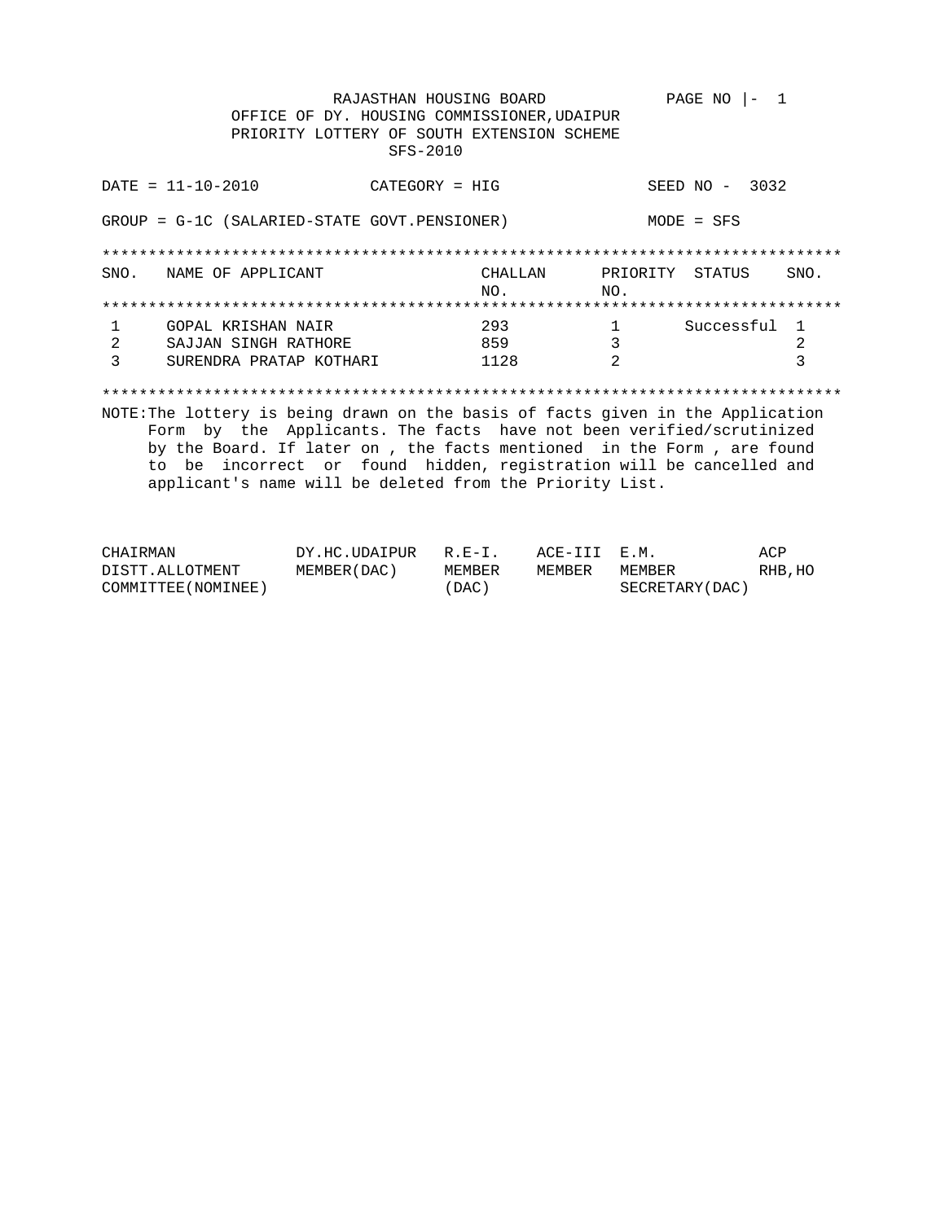RAJASTHAN HOUSING BOARD

OFFICE OF DY. HOUSING COMMISSIONER,UDAIPUR

PRIORITY LOTTERY OF SOUTH EXTENSION SCHEME

SFS-2010

PAGE NO |- 1

DATE = 11-10-2010 CATEGORY = HIG SEED NO - 3032

GROUP = G-1C (SALARIED-STATE GOVT.PENSIONER) MODE = SFS

| SNO. | NAME OF APPLICANT | CHALLAN NO. | PRIORITY NO. | STATUS | SNO. |
|---|---|---|---|---|---|
| 1 | GOPAL KRISHAN NAIR | 293 | 1 | Successful | 1 |
| 2 | SAJJAN SINGH RATHORE | 859 | 3 | | 2 |
| 3 | SURENDRA PRATAP KOTHARI | 1128 | 2 | | 3 |

NOTE:The lottery is being drawn on the basis of facts given in the Application Form by the Applicants. The facts have not been verified/scrutinized by the Board. If later on , the facts mentioned in the Form , are found to be incorrect or found hidden, registration will be cancelled and applicant's name will be deleted from the Priority List.

| CHAIRMAN DISTT.ALLOTMENT COMMITTEE(NOMINEE) | DY.HC.UDAIPUR MEMBER(DAC) | R.E-I. MEMBER (DAC) | ACE-III MEMBER | E.M. MEMBER SECRETARY(DAC) | ACP RHB,HO |
|---|---|---|---|---|---|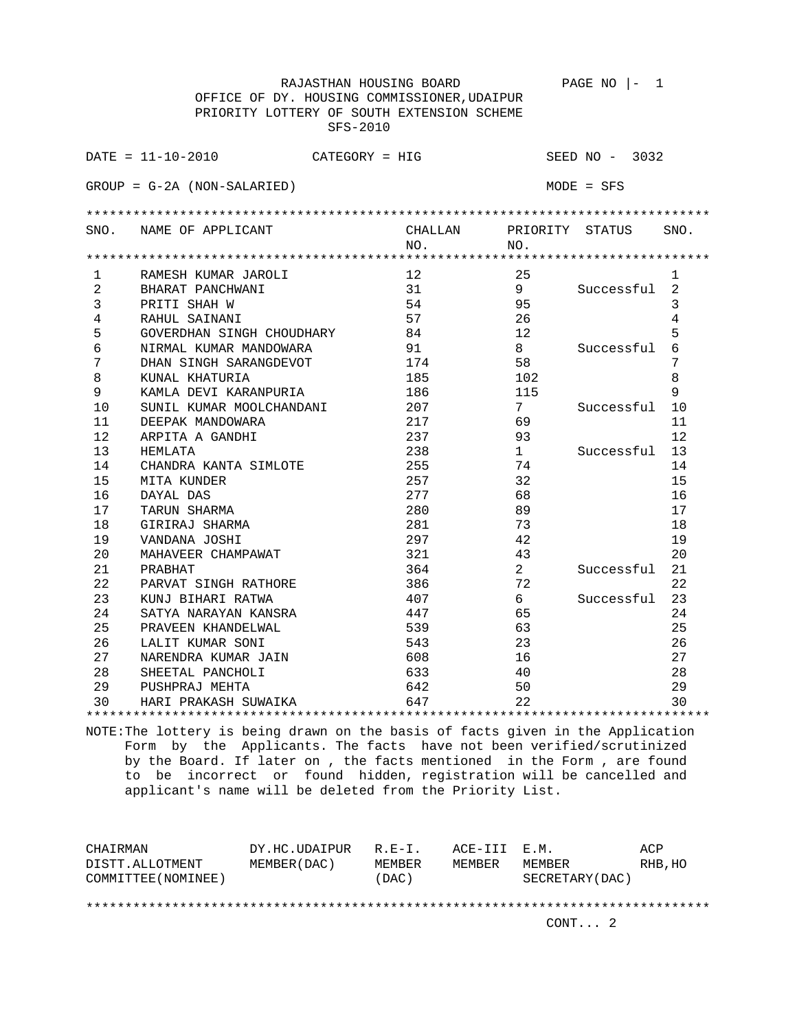RAJASTHAN HOUSING BOARD

OFFICE OF DY. HOUSING COMMISSIONER,UDAIPUR

PRIORITY LOTTERY OF SOUTH EXTENSION SCHEME

SFS-2010

DATE = 11-10-2010 CATEGORY = HIG SEED NO - 3032

GROUP = G-2A (NON-SALARIED) MODE = SFS

| SNO. | NAME OF APPLICANT | CHALLAN NO. | PRIORITY NO. | STATUS | SNO. |
|---|---|---|---|---|---|
| 1 | RAMESH KUMAR JAROLI | 12 | 25 | | 1 |
| 2 | BHARAT PANCHWANI | 31 | 9 | Successful | 2 |
| 3 | PRITI SHAH W | 54 | 95 | | 3 |
| 4 | RAHUL SAINANI | 57 | 26 | | 4 |
| 5 | GOVERDHAN SINGH CHOUDHARY | 84 | 12 | | 5 |
| 6 | NIRMAL KUMAR MANDOWARA | 91 | 8 | Successful | 6 |
| 7 | DHAN SINGH SARANGDEVOT | 174 | 58 | | 7 |
| 8 | KUNAL KHATURIA | 185 | 102 | | 8 |
| 9 | KAMLA DEVI KARANPURIA | 186 | 115 | | 9 |
| 10 | SUNIL KUMAR MOOLCHANDANI | 207 | 7 | Successful | 10 |
| 11 | DEEPAK MANDOWARA | 217 | 69 | | 11 |
| 12 | ARPITA A GANDHI | 237 | 93 | | 12 |
| 13 | HEMLATA | 238 | 1 | Successful | 13 |
| 14 | CHANDRA KANTA SIMLOTE | 255 | 74 | | 14 |
| 15 | MITA KUNDER | 257 | 32 | | 15 |
| 16 | DAYAL DAS | 277 | 68 | | 16 |
| 17 | TARUN SHARMA | 280 | 89 | | 17 |
| 18 | GIRIRAJ SHARMA | 281 | 73 | | 18 |
| 19 | VANDANA JOSHI | 297 | 42 | | 19 |
| 20 | MAHAVEER CHAMPAWAT | 321 | 43 | | 20 |
| 21 | PRABHAT | 364 | 2 | Successful | 21 |
| 22 | PARVAT SINGH RATHORE | 386 | 72 | | 22 |
| 23 | KUNJ BIHARI RATWA | 407 | 6 | Successful | 23 |
| 24 | SATYA NARAYAN KANSRA | 447 | 65 | | 24 |
| 25 | PRAVEEN KHANDELWAL | 539 | 63 | | 25 |
| 26 | LALIT KUMAR SONI | 543 | 23 | | 26 |
| 27 | NARENDRA KUMAR JAIN | 608 | 16 | | 27 |
| 28 | SHEETAL PANCHOLI | 633 | 40 | | 28 |
| 29 | PUSHPRAJ MEHTA | 642 | 50 | | 29 |
| 30 | HARI PRAKASH SUWAIKA | 647 | 22 | | 30 |

NOTE:The lottery is being drawn on the basis of facts given in the Application Form by the Applicants. The facts have not been verified/scrutinized by the Board. If later on , the facts mentioned in the Form , are found to be incorrect or found hidden, registration will be cancelled and applicant's name will be deleted from the Priority List.

| CHAIRMAN DISTT.ALLOTMENT COMMITTEE(NOMINEE) | DY.HC.UDAIPUR MEMBER(DAC) | R.E-I. MEMBER (DAC) | ACE-III MEMBER | E.M. MEMBER SECRETARY(DAC) | ACP RHB,HO |
|---|---|---|---|---|---|

CONT... 2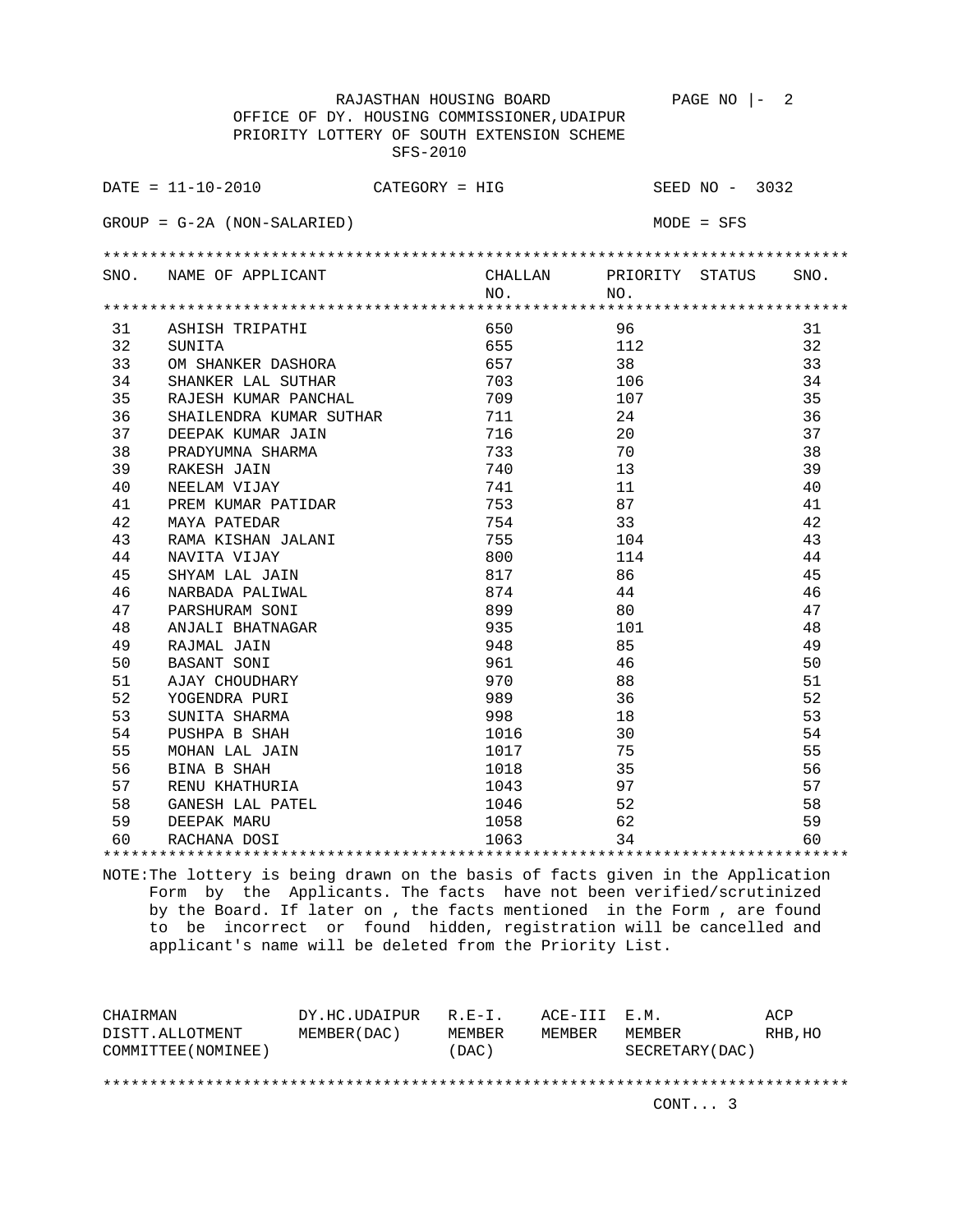RAJASTHAN HOUSING BOARD

OFFICE OF DY. HOUSING COMMISSIONER,UDAIPUR

PRIORITY LOTTERY OF SOUTH EXTENSION SCHEME

SFS-2010

DATE = 11-10-2010 CATEGORY = HIG SEED NO - 3032

GROUP = G-2A (NON-SALARIED) MODE = SFS

| SNO. | NAME OF APPLICANT | CHALLAN NO. | PRIORITY NO. | STATUS | SNO. |
|---|---|---|---|---|---|
| 31 | ASHISH TRIPATHI | 650 | 96 | | 31 |
| 32 | SUNITA | 655 | 112 | | 32 |
| 33 | OM SHANKER DASHORA | 657 | 38 | | 33 |
| 34 | SHANKER LAL SUTHAR | 703 | 106 | | 34 |
| 35 | RAJESH KUMAR PANCHAL | 709 | 107 | | 35 |
| 36 | SHAILENDRA KUMAR SUTHAR | 711 | 24 | | 36 |
| 37 | DEEPAK KUMAR JAIN | 716 | 20 | | 37 |
| 38 | PRADYUMNA SHARMA | 733 | 70 | | 38 |
| 39 | RAKESH JAIN | 740 | 13 | | 39 |
| 40 | NEELAM VIJAY | 741 | 11 | | 40 |
| 41 | PREM KUMAR PATIDAR | 753 | 87 | | 41 |
| 42 | MAYA PATEDAR | 754 | 33 | | 42 |
| 43 | RAMA KISHAN JALANI | 755 | 104 | | 43 |
| 44 | NAVITA VIJAY | 800 | 114 | | 44 |
| 45 | SHYAM LAL JAIN | 817 | 86 | | 45 |
| 46 | NARBADA PALIWAL | 874 | 44 | | 46 |
| 47 | PARSHURAM SONI | 899 | 80 | | 47 |
| 48 | ANJALI BHATNAGAR | 935 | 101 | | 48 |
| 49 | RAJMAL JAIN | 948 | 85 | | 49 |
| 50 | BASANT SONI | 961 | 46 | | 50 |
| 51 | AJAY CHOUDHARY | 970 | 88 | | 51 |
| 52 | YOGENDRA PURI | 989 | 36 | | 52 |
| 53 | SUNITA SHARMA | 998 | 18 | | 53 |
| 54 | PUSHPA B SHAH | 1016 | 30 | | 54 |
| 55 | MOHAN LAL JAIN | 1017 | 75 | | 55 |
| 56 | BINA B SHAH | 1018 | 35 | | 56 |
| 57 | RENU KHATHURIA | 1043 | 97 | | 57 |
| 58 | GANESH LAL PATEL | 1046 | 52 | | 58 |
| 59 | DEEPAK MARU | 1058 | 62 | | 59 |
| 60 | RACHANA DOSI | 1063 | 34 | | 60 |

NOTE:The lottery is being drawn on the basis of facts given in the Application Form by the Applicants. The facts have not been verified/scrutinized by the Board. If later on , the facts mentioned in the Form , are found to be incorrect or found hidden, registration will be cancelled and applicant's name will be deleted from the Priority List.

| CHAIRMAN DISTT.ALLOTMENT COMMITTEE(NOMINEE) | DY.HC.UDAIPUR MEMBER(DAC) | R.E-I. MEMBER (DAC) | ACE-III MEMBER | E.M. MEMBER SECRETARY(DAC) | ACP RHB,HO |
|---|---|---|---|---|---|

CONT... 3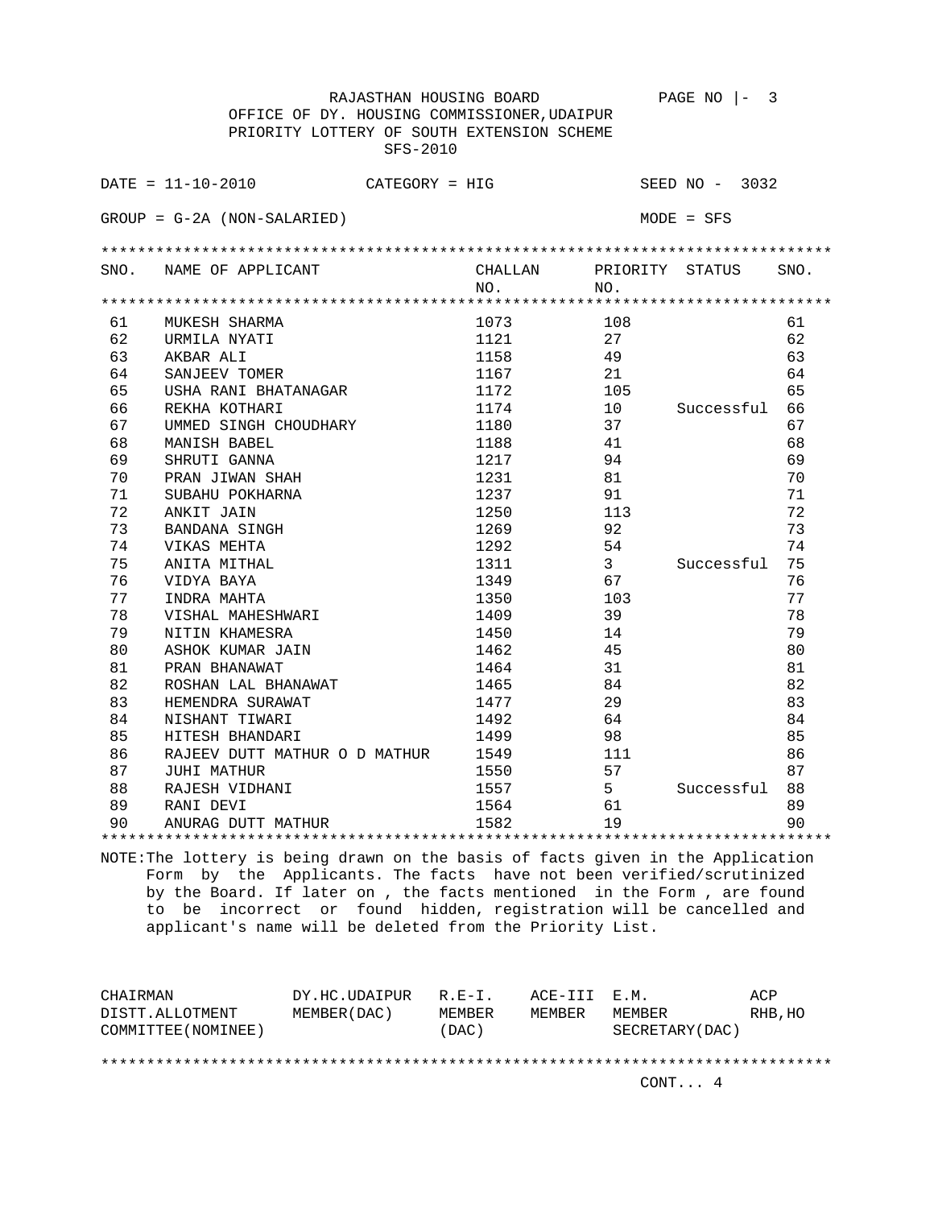RAJASTHAN HOUSING BOARD

OFFICE OF DY. HOUSING COMMISSIONER,UDAIPUR

PRIORITY LOTTERY OF SOUTH EXTENSION SCHEME

SFS-2010

DATE = 11-10-2010 CATEGORY = HIG SEED NO - 3032

GROUP = G-2A (NON-SALARIED) MODE = SFS

| SNO. | NAME OF APPLICANT | CHALLAN NO. | PRIORITY NO. | STATUS | SNO. |
|---|---|---|---|---|---|
| 61 | MUKESH SHARMA | 1073 | 108 | | 61 |
| 62 | URMILA NYATI | 1121 | 27 | | 62 |
| 63 | AKBAR ALI | 1158 | 49 | | 63 |
| 64 | SANJEEV TOMER | 1167 | 21 | | 64 |
| 65 | USHA RANI BHATANAGAR | 1172 | 105 | | 65 |
| 66 | REKHA KOTHARI | 1174 | 10 | Successful | 66 |
| 67 | UMMED SINGH CHOUDHARY | 1180 | 37 | | 67 |
| 68 | MANISH BABEL | 1188 | 41 | | 68 |
| 69 | SHRUTI GANNA | 1217 | 94 | | 69 |
| 70 | PRAN JIWAN SHAH | 1231 | 81 | | 70 |
| 71 | SUBAHU POKHARNA | 1237 | 91 | | 71 |
| 72 | ANKIT JAIN | 1250 | 113 | | 72 |
| 73 | BANDANA SINGH | 1269 | 92 | | 73 |
| 74 | VIKAS MEHTA | 1292 | 54 | | 74 |
| 75 | ANITA MITHAL | 1311 | 3 | Successful | 75 |
| 76 | VIDYA BAYA | 1349 | 67 | | 76 |
| 77 | INDRA MAHTA | 1350 | 103 | | 77 |
| 78 | VISHAL MAHESHWARI | 1409 | 39 | | 78 |
| 79 | NITIN KHAMESRA | 1450 | 14 | | 79 |
| 80 | ASHOK KUMAR JAIN | 1462 | 45 | | 80 |
| 81 | PRAN BHANAWAT | 1464 | 31 | | 81 |
| 82 | ROSHAN LAL BHANAWAT | 1465 | 84 | | 82 |
| 83 | HEMENDRA SURAWAT | 1477 | 29 | | 83 |
| 84 | NISHANT TIWARI | 1492 | 64 | | 84 |
| 85 | HITESH BHANDARI | 1499 | 98 | | 85 |
| 86 | RAJEEV DUTT MATHUR O D MATHUR | 1549 | 111 | | 86 |
| 87 | JUHI MATHUR | 1550 | 57 | | 87 |
| 88 | RAJESH VIDHANI | 1557 | 5 | Successful | 88 |
| 89 | RANI DEVI | 1564 | 61 | | 89 |
| 90 | ANURAG DUTT MATHUR | 1582 | 19 | | 90 |

NOTE:The lottery is being drawn on the basis of facts given in the Application Form by the Applicants. The facts have not been verified/scrutinized by the Board. If later on , the facts mentioned in the Form , are found to be incorrect or found hidden, registration will be cancelled and applicant's name will be deleted from the Priority List.

| CHAIRMAN DISTT.ALLOTMENT COMMITTEE(NOMINEE) | DY.HC.UDAIPUR MEMBER(DAC) | R.E-I. MEMBER (DAC) | ACE-III MEMBER | E.M. MEMBER SECRETARY(DAC) | ACP RHB,HO |
|---|---|---|---|---|---|

CONT... 4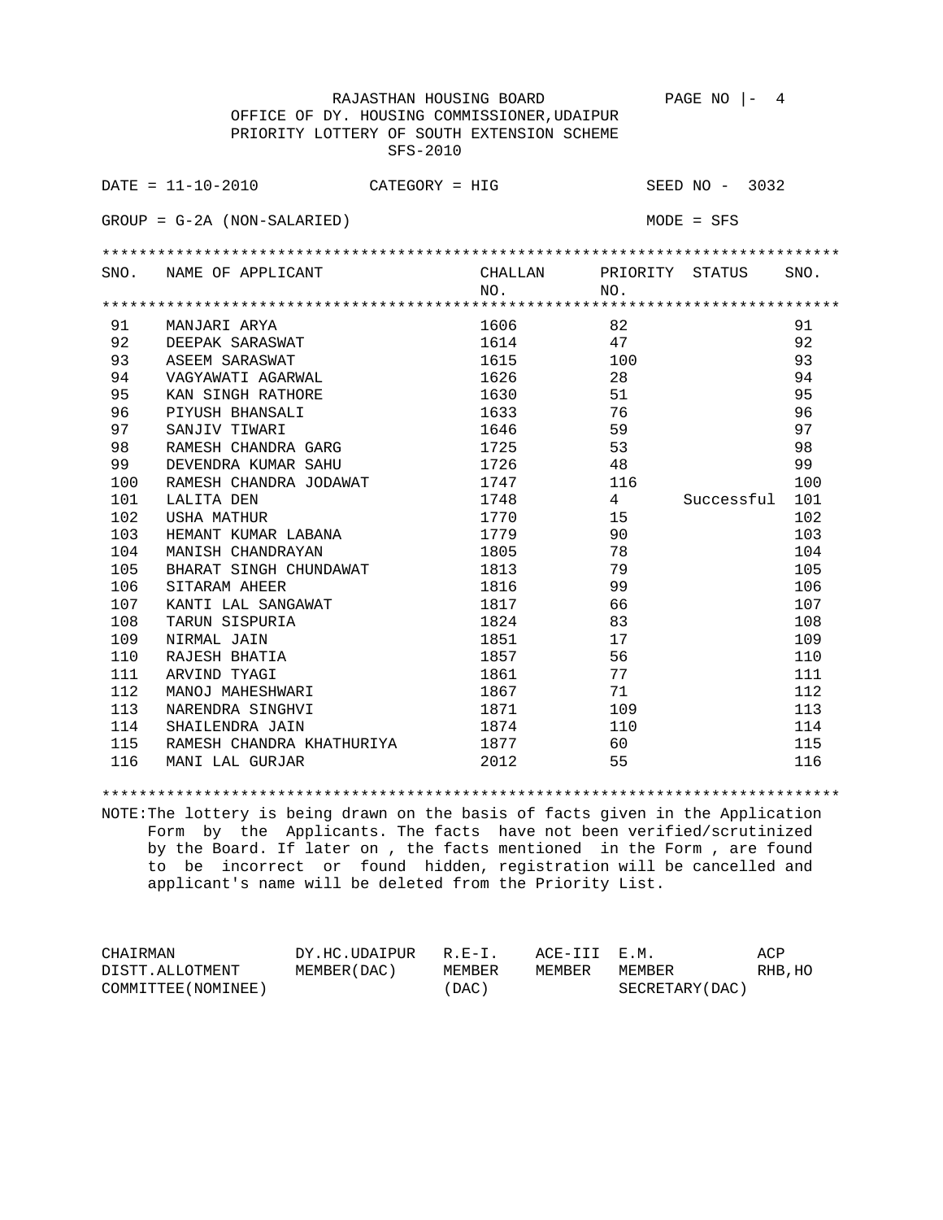RAJASTHAN HOUSING BOARD PAGE NO |- 4

OFFICE OF DY. HOUSING COMMISSIONER,UDAIPUR

PRIORITY LOTTERY OF SOUTH EXTENSION SCHEME

SFS-2010

DATE = 11-10-2010 CATEGORY = HIG SEED NO - 3032

GROUP = G-2A (NON-SALARIED) MODE = SFS

| SNO. | NAME OF APPLICANT | CHALLAN NO. | PRIORITY NO. | STATUS | SNO. |
|---|---|---|---|---|---|
| 91 | MANJARI ARYA | 1606 | 82 | | 91 |
| 92 | DEEPAK SARASWAT | 1614 | 47 | | 92 |
| 93 | ASEEM SARASWAT | 1615 | 100 | | 93 |
| 94 | VAGYAWATI AGARWAL | 1626 | 28 | | 94 |
| 95 | KAN SINGH RATHORE | 1630 | 51 | | 95 |
| 96 | PIYUSH BHANSALI | 1633 | 76 | | 96 |
| 97 | SANJIV TIWARI | 1646 | 59 | | 97 |
| 98 | RAMESH CHANDRA GARG | 1725 | 53 | | 98 |
| 99 | DEVENDRA KUMAR SAHU | 1726 | 48 | | 99 |
| 100 | RAMESH CHANDRA JODAWAT | 1747 | 116 | | 100 |
| 101 | LALITA DEN | 1748 | 4 | Successful | 101 |
| 102 | USHA MATHUR | 1770 | 15 | | 102 |
| 103 | HEMANT KUMAR LABANA | 1779 | 90 | | 103 |
| 104 | MANISH CHANDRAYAN | 1805 | 78 | | 104 |
| 105 | BHARAT SINGH CHUNDAWAT | 1813 | 79 | | 105 |
| 106 | SITARAM AHEER | 1816 | 99 | | 106 |
| 107 | KANTI LAL SANGAWAT | 1817 | 66 | | 107 |
| 108 | TARUN SISPURIA | 1824 | 83 | | 108 |
| 109 | NIRMAL JAIN | 1851 | 17 | | 109 |
| 110 | RAJESH BHATIA | 1857 | 56 | | 110 |
| 111 | ARVIND TYAGI | 1861 | 77 | | 111 |
| 112 | MANOJ MAHESHWARI | 1867 | 71 | | 112 |
| 113 | NARENDRA SINGHVI | 1871 | 109 | | 113 |
| 114 | SHAILENDRA JAIN | 1874 | 110 | | 114 |
| 115 | RAMESH CHANDRA KHATHURIYA | 1877 | 60 | | 115 |
| 116 | MANI LAL GURJAR | 2012 | 55 | | 116 |

NOTE:The lottery is being drawn on the basis of facts given in the Application Form by the Applicants. The facts have not been verified/scrutinized by the Board. If later on , the facts mentioned in the Form , are found to be incorrect or found hidden, registration will be cancelled and applicant's name will be deleted from the Priority List.

| CHAIRMAN DISTT.ALLOTMENT COMMITTEE(NOMINEE) | DY.HC.UDAIPUR MEMBER(DAC) | R.E-I. MEMBER (DAC) | ACE-III MEMBER | E.M. MEMBER SECRETARY(DAC) | ACP RHB,HO |
|---|---|---|---|---|---|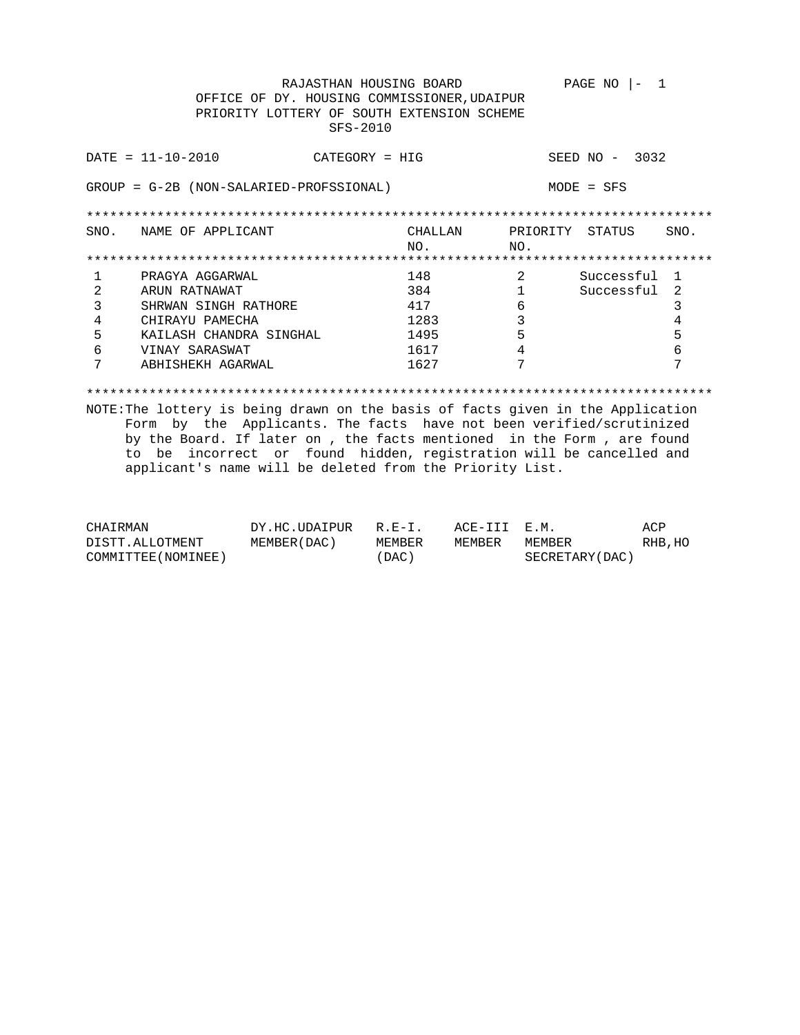RAJASTHAN HOUSING BOARD

OFFICE OF DY. HOUSING COMMISSIONER,UDAIPUR

PRIORITY LOTTERY OF SOUTH EXTENSION SCHEME

SFS-2010

PAGE NO |- 1

DATE = 11-10-2010 CATEGORY = HIG SEED NO - 3032

GROUP = G-2B (NON-SALARIED-PROFSSIONAL) MODE = SFS

| SNO. | NAME OF APPLICANT | CHALLAN NO. | PRIORITY NO. | STATUS | SNO. |
|---|---|---|---|---|---|
| 1 | PRAGYA AGGARWAL | 148 | 2 | Successful | 1 |
| 2 | ARUN RATNAWAT | 384 | 1 | Successful | 2 |
| 3 | SHRWAN SINGH RATHORE | 417 | 6 | | 3 |
| 4 | CHIRAYU PAMECHA | 1283 | 3 | | 4 |
| 5 | KAILASH CHANDRA SINGHAL | 1495 | 5 | | 5 |
| 6 | VINAY SARASWAT | 1617 | 4 | | 6 |
| 7 | ABHISHEKH AGARWAL | 1627 | 7 | | 7 |

NOTE:The lottery is being drawn on the basis of facts given in the Application Form by the Applicants. The facts have not been verified/scrutinized by the Board. If later on , the facts mentioned in the Form , are found to be incorrect or found hidden, registration will be cancelled and applicant's name will be deleted from the Priority List.

| CHAIRMAN DISTT.ALLOTMENT COMMITTEE(NOMINEE) | DY.HC.UDAIPUR MEMBER(DAC) | R.E-I. MEMBER (DAC) | ACE-III MEMBER | E.M. MEMBER SECRETARY(DAC) | ACP RHB,HO |
|---|---|---|---|---|---|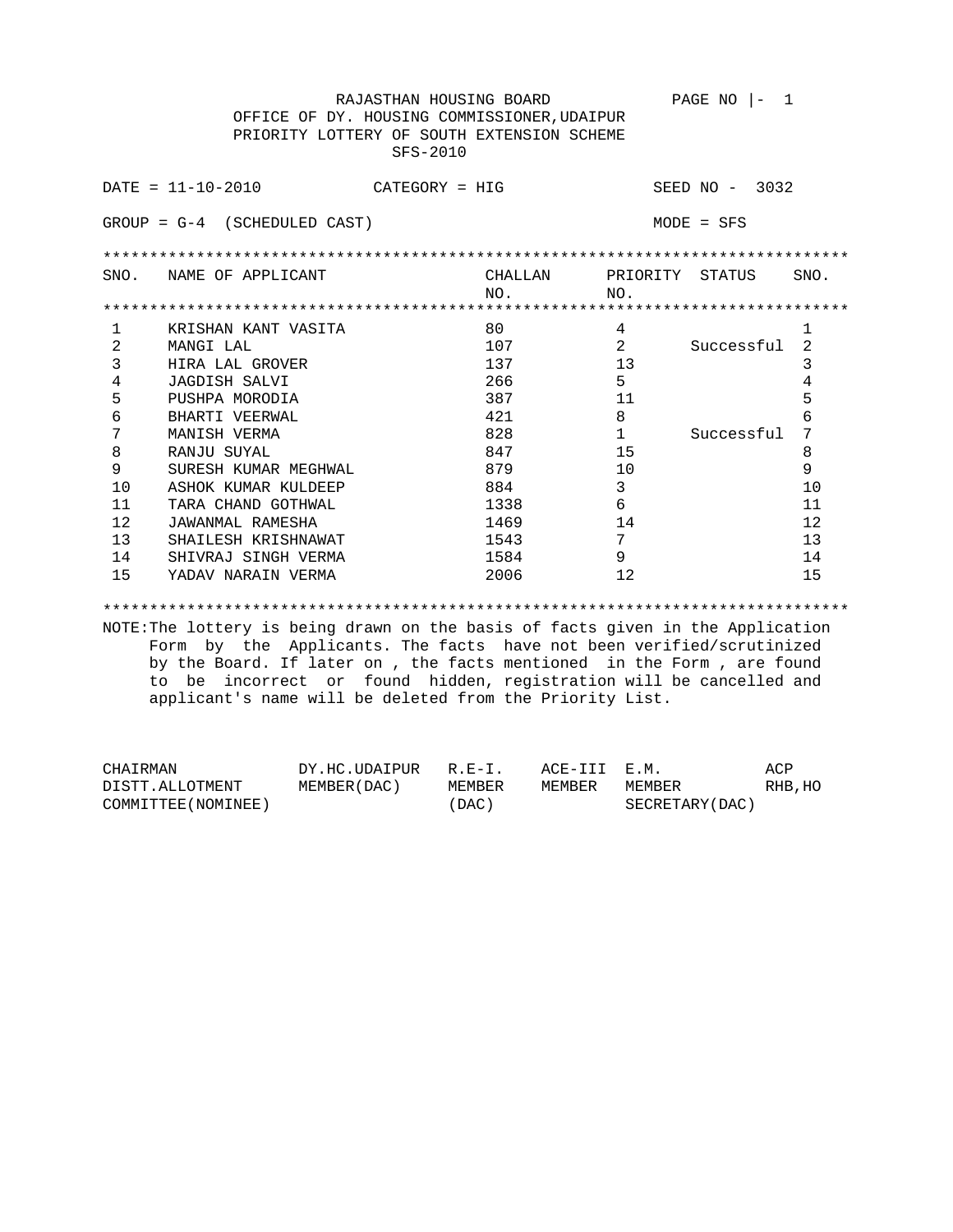RAJASTHAN HOUSING BOARD

OFFICE OF DY. HOUSING COMMISSIONER,UDAIPUR

PRIORITY LOTTERY OF SOUTH EXTENSION SCHEME

SFS-2010

DATE = 11-10-2010 CATEGORY = HIG SEED NO - 3032

GROUP = G-4 (SCHEDULED CAST) MODE = SFS

| SNO. | NAME OF APPLICANT | CHALLAN NO. | PRIORITY NO. | STATUS | SNO. |
|---|---|---|---|---|---|
| 1 | KRISHAN KANT VASITA | 80 | 4 | | 1 |
| 2 | MANGI LAL | 107 | 2 | Successful | 2 |
| 3 | HIRA LAL GROVER | 137 | 13 | | 3 |
| 4 | JAGDISH SALVI | 266 | 5 | | 4 |
| 5 | PUSHPA MORODIA | 387 | 11 | | 5 |
| 6 | BHARTI VEERWAL | 421 | 8 | | 6 |
| 7 | MANISH VERMA | 828 | 1 | Successful | 7 |
| 8 | RANJU SUYAL | 847 | 15 | | 8 |
| 9 | SURESH KUMAR MEGHWAL | 879 | 10 | | 9 |
| 10 | ASHOK KUMAR KULDEEP | 884 | 3 | | 10 |
| 11 | TARA CHAND GOTHWAL | 1338 | 6 | | 11 |
| 12 | JAWANMAL RAMESHA | 1469 | 14 | | 12 |
| 13 | SHAILESH KRISHNAWAT | 1543 | 7 | | 13 |
| 14 | SHIVRAJ SINGH VERMA | 1584 | 9 | | 14 |
| 15 | YADAV NARAIN VERMA | 2006 | 12 | | 15 |

NOTE: The lottery is being drawn on the basis of facts given in the Application Form by the Applicants. The facts have not been verified/scrutinized by the Board. If later on , the facts mentioned in the Form , are found to be incorrect or found hidden, registration will be cancelled and applicant's name will be deleted from the Priority List.

| CHAIRMAN DISTT.ALLOTMENT COMMITTEE(NOMINEE) | DY.HC.UDAIPUR MEMBER(DAC) | R.E-I. MEMBER (DAC) | ACE-III MEMBER | E.M. MEMBER SECRETARY(DAC) | ACP RHB,HO |
|---|---|---|---|---|---|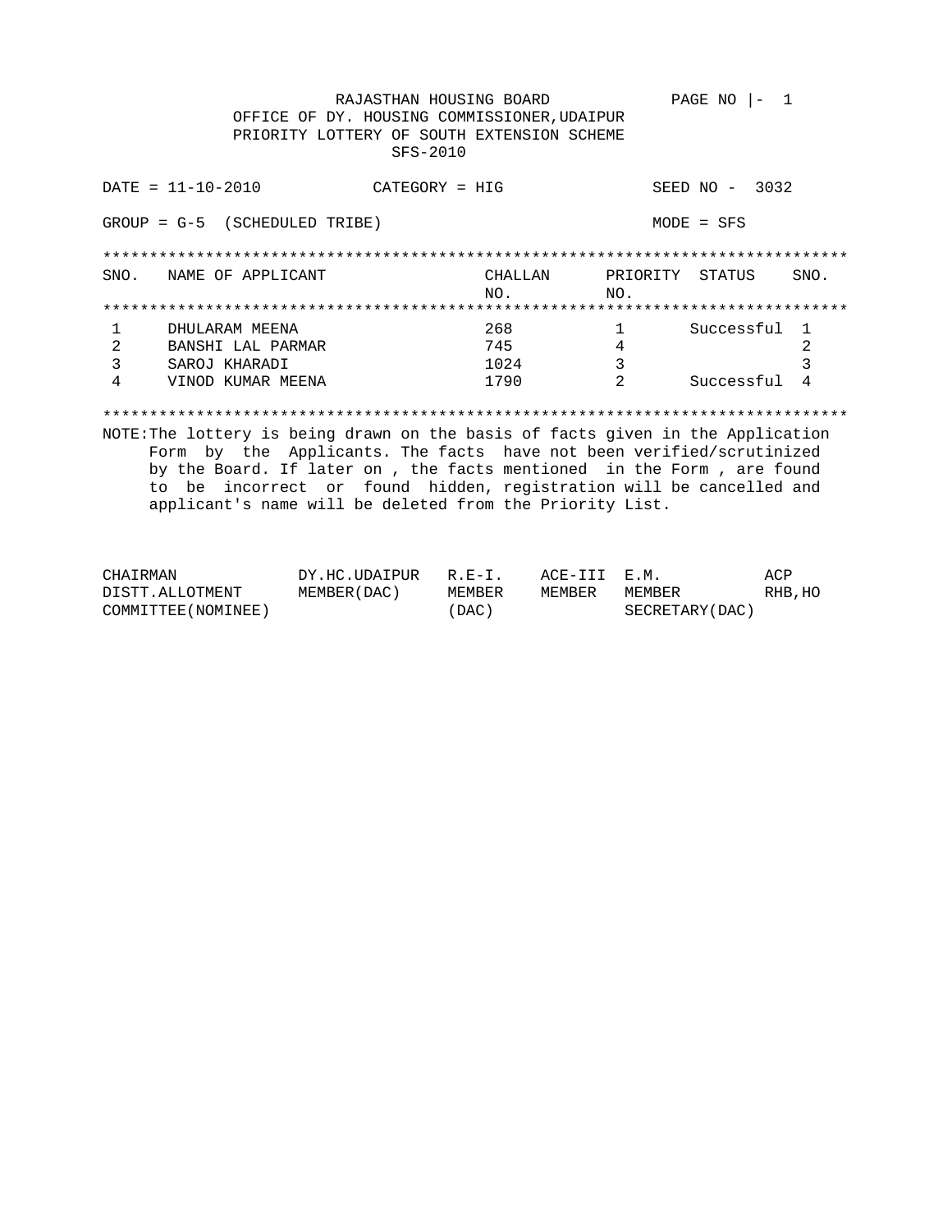RAJASTHAN HOUSING BOARD

PAGE NO |- 1

OFFICE OF DY. HOUSING COMMISSIONER,UDAIPUR

PRIORITY LOTTERY OF SOUTH EXTENSION SCHEME

SFS-2010

DATE = 11-10-2010 CATEGORY = HIG SEED NO - 3032

GROUP = G-5 (SCHEDULED TRIBE) MODE = SFS

| SNO. | NAME OF APPLICANT | CHALLAN NO. | PRIORITY NO. | STATUS | SNO. |
|---|---|---|---|---|---|
| 1 | DHULARAM MEENA | 268 | 1 | Successful | 1 |
| 2 | BANSHI LAL PARMAR | 745 | 4 | | 2 |
| 3 | SAROJ KHARADI | 1024 | 3 | | 3 |
| 4 | VINOD KUMAR MEENA | 1790 | 2 | Successful | 4 |

NOTE:The lottery is being drawn on the basis of facts given in the Application Form by the Applicants. The facts have not been verified/scrutinized by the Board. If later on , the facts mentioned in the Form , are found to be incorrect or found hidden, registration will be cancelled and applicant's name will be deleted from the Priority List.

| CHAIRMAN DISTT.ALLOTMENT COMMITTEE(NOMINEE) | DY.HC.UDAIPUR MEMBER(DAC) | R.E-I. MEMBER (DAC) | ACE-III MEMBER | E.M. MEMBER SECRETARY(DAC) | ACP RHB,HO |
|---|---|---|---|---|---|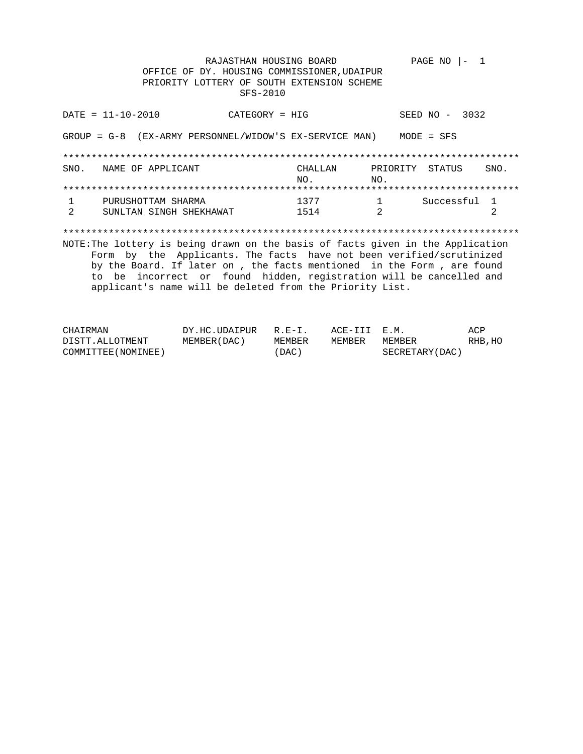RAJASTHAN HOUSING BOARD

OFFICE OF DY. HOUSING COMMISSIONER,UDAIPUR

PRIORITY LOTTERY OF SOUTH EXTENSION SCHEME

SFS-2010

DATE = 11-10-2010 CATEGORY = HIG SEED NO - 3032

GROUP = G-8 (EX-ARMY PERSONNEL/WIDOW'S EX-SERVICE MAN) MODE = SFS

| SNO. | NAME OF APPLICANT | CHALLAN NO. | PRIORITY NO. | STATUS | SNO. |
|---|---|---|---|---|---|
| 1 | PURUSHOTTAM SHARMA | 1377 | 1 | Successful | 1 |
| 2 | SUNLTAN SINGH SHEKHAWAT | 1514 | 2 | | 2 |

NOTE:The lottery is being drawn on the basis of facts given in the Application Form by the Applicants. The facts have not been verified/scrutinized by the Board. If later on , the facts mentioned in the Form , are found to be incorrect or found hidden, registration will be cancelled and applicant's name will be deleted from the Priority List.

| CHAIRMAN DISTT.ALLOTMENT COMMITTEE(NOMINEE) | DY.HC.UDAIPUR MEMBER(DAC) | R.E-I. MEMBER (DAC) | ACE-III MEMBER | E.M. MEMBER SECRETARY(DAC) | ACP RHB,HO |
|---|---|---|---|---|---|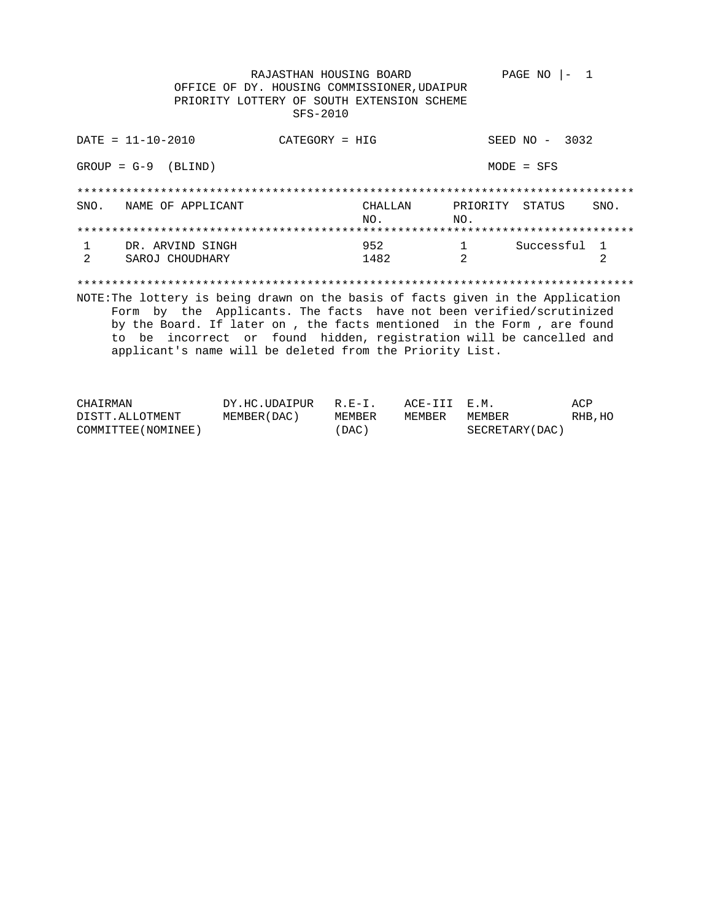RAJASTHAN HOUSING BOARD

OFFICE OF DY. HOUSING COMMISSIONER,UDAIPUR

PRIORITY LOTTERY OF SOUTH EXTENSION SCHEME

SFS-2010

DATE = 11-10-2010 CATEGORY = HIG SEED NO - 3032

GROUP = G-9 (BLIND) MODE = SFS

| SNO. | NAME OF APPLICANT | CHALLAN NO. | PRIORITY NO. | STATUS | SNO. |
|---|---|---|---|---|---|
| 1 | DR. ARVIND SINGH | 952 | 1 | Successful | 1 |
| 2 | SAROJ CHOUDHARY | 1482 | 2 | | 2 |

NOTE:The lottery is being drawn on the basis of facts given in the Application Form by the Applicants. The facts have not been verified/scrutinized by the Board. If later on , the facts mentioned in the Form , are found to be incorrect or found hidden, registration will be cancelled and applicant's name will be deleted from the Priority List.

| | | | | | |
|---|---|---|---|---|---|
| CHAIRMAN DISTT.ALLOTMENT COMMITTEE(NOMINEE) | DY.HC.UDAIPUR MEMBER(DAC) | R.E-I. MEMBER (DAC) | ACE-III MEMBER | E.M. MEMBER SECRETARY(DAC) | ACP RHB,HO |